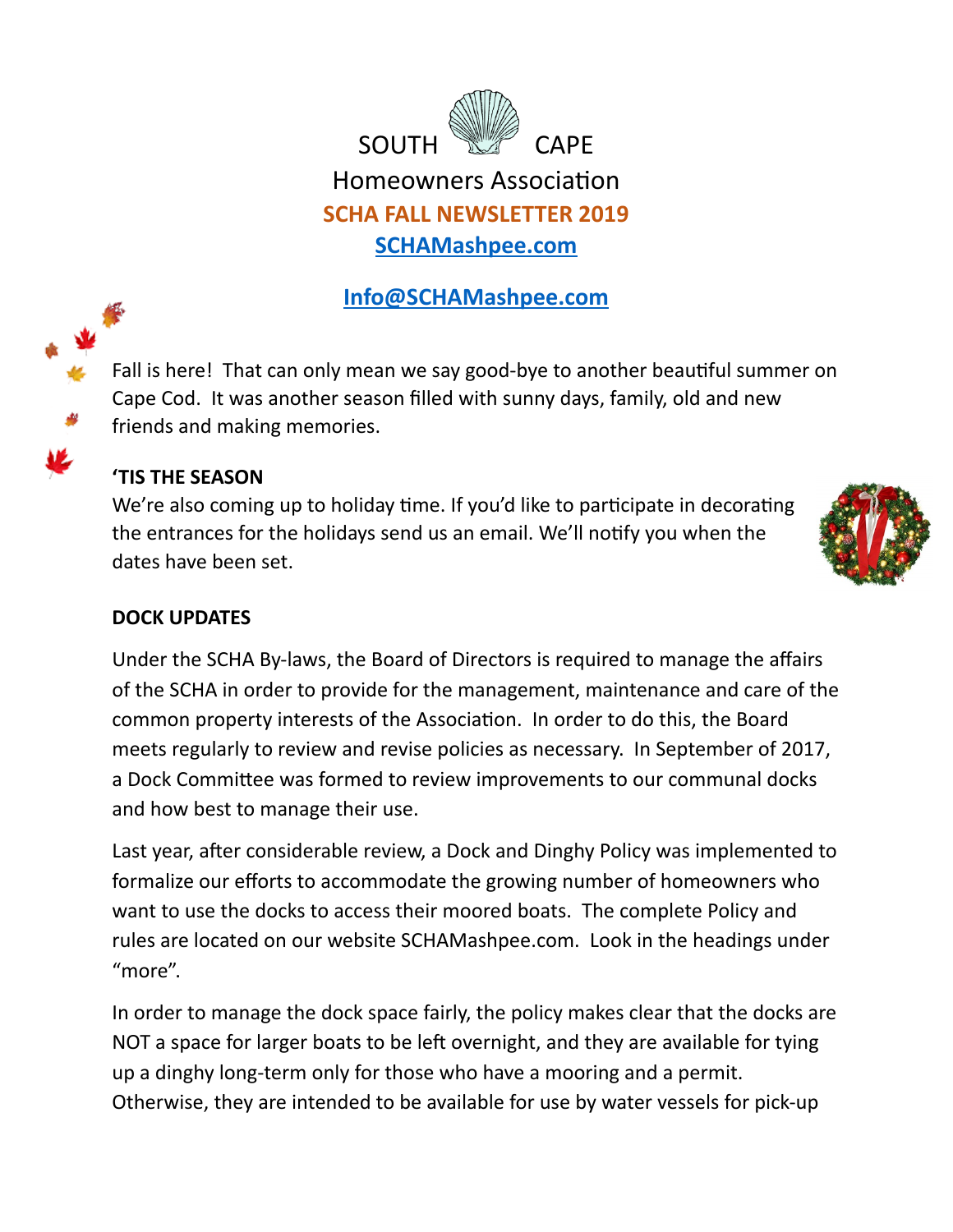# SOUTH CAPE

## Homeowners Association

**SCHA FALL NEWSLETTER 2019**

**SCHAMashpee.com**

**Info@SCHAMashpee.com**

Fall is here! That can only mean we say good-bye to another beautiful summer on Cape Cod. It was another season filled with sunny days, family, old and new friends and making memories.

### 'TIS THE SEASON

We're also coming up to holiday time. If you'd like to participate in decorating the entrances for the holidays send us an email. We'll notify you when the dates have been set.

### DOCK UPDATES

Under the SCHA By-laws, the Board of Directors is required to manage the affairs of the SCHA in order to provide for the management, maintenance and care of the common property interests of the Association. In order to do this, the Board meets regularly to review and revise policies as necessary. In September of 2017, a Dock Committee was formed to review improvements to our communal docks and how best to manage their use.

Last year, after considerable review, a Dock and Dinghy Policy was implemented to formalize our efforts to accommodate the growing number of homeowners who want to use the docks to access their moored boats. The complete Policy and rules are located on our website SCHAMashpee.com. Look in the headings under "more".

In order to manage the dock space fairly, the policy makes clear that the docks are NOT a space for larger boats to be left overnight, and they are available for tying up a dinghy long-term only for those who have a mooring and a permit. Otherwise, they are intended to be available for use by water vessels for pick-up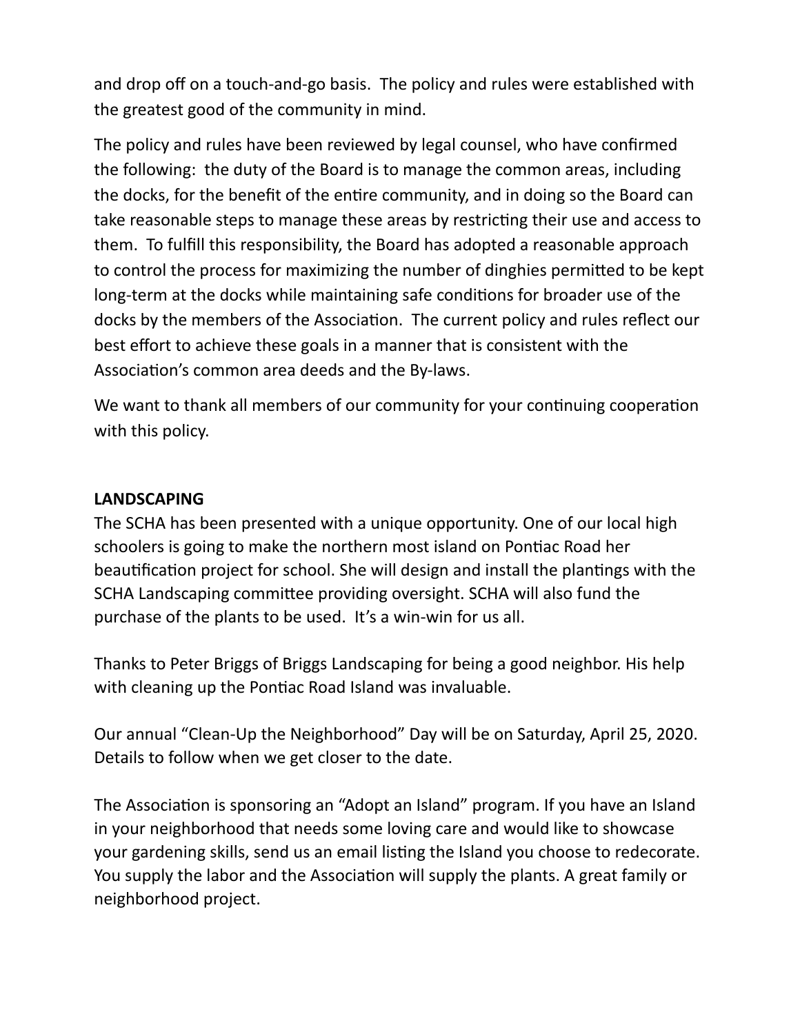and drop off on a touch-and-go basis. The policy and rules were established with the greatest good of the community in mind.

The policy and rules have been reviewed by legal counsel, who have confirmed the following: the duty of the Board is to manage the common areas, including the docks, for the benefit of the entire community, and in doing so the Board can take reasonable steps to manage these areas by restricting their use and access to them. To fulfill this responsibility, the Board has adopted a reasonable approach to control the process for maximizing the number of dinghies permitted to be kept long-term at the docks while maintaining safe conditions for broader use of the docks by the members of the Association. The current policy and rules reflect our best effort to achieve these goals in a manner that is consistent with the Association's common area deeds and the By-laws.

We want to thank all members of our community for your continuing cooperation with this policy.

**LANDSCAPING**

The SCHA has been presented with a unique opportunity. One of our local high schoolers is going to make the northern most island on Pontiac Road her beautification project for school. She will design and install the plantings with the SCHA Landscaping committee providing oversight. SCHA will also fund the purchase of the plants to be used. It's a win-win for us all.

Thanks to Peter Briggs of Briggs Landscaping for being a good neighbor. His help with cleaning up the Pontiac Road Island was invaluable.

Our annual "Clean-Up the Neighborhood" Day will be on Saturday, April 25, 2020. Details to follow when we get closer to the date.

The Association is sponsoring an "Adopt an Island" program. If you have an Island in your neighborhood that needs some loving care and would like to showcase your gardening skills, send us an email listing the Island you choose to redecorate. You supply the labor and the Association will supply the plants. A great family or neighborhood project.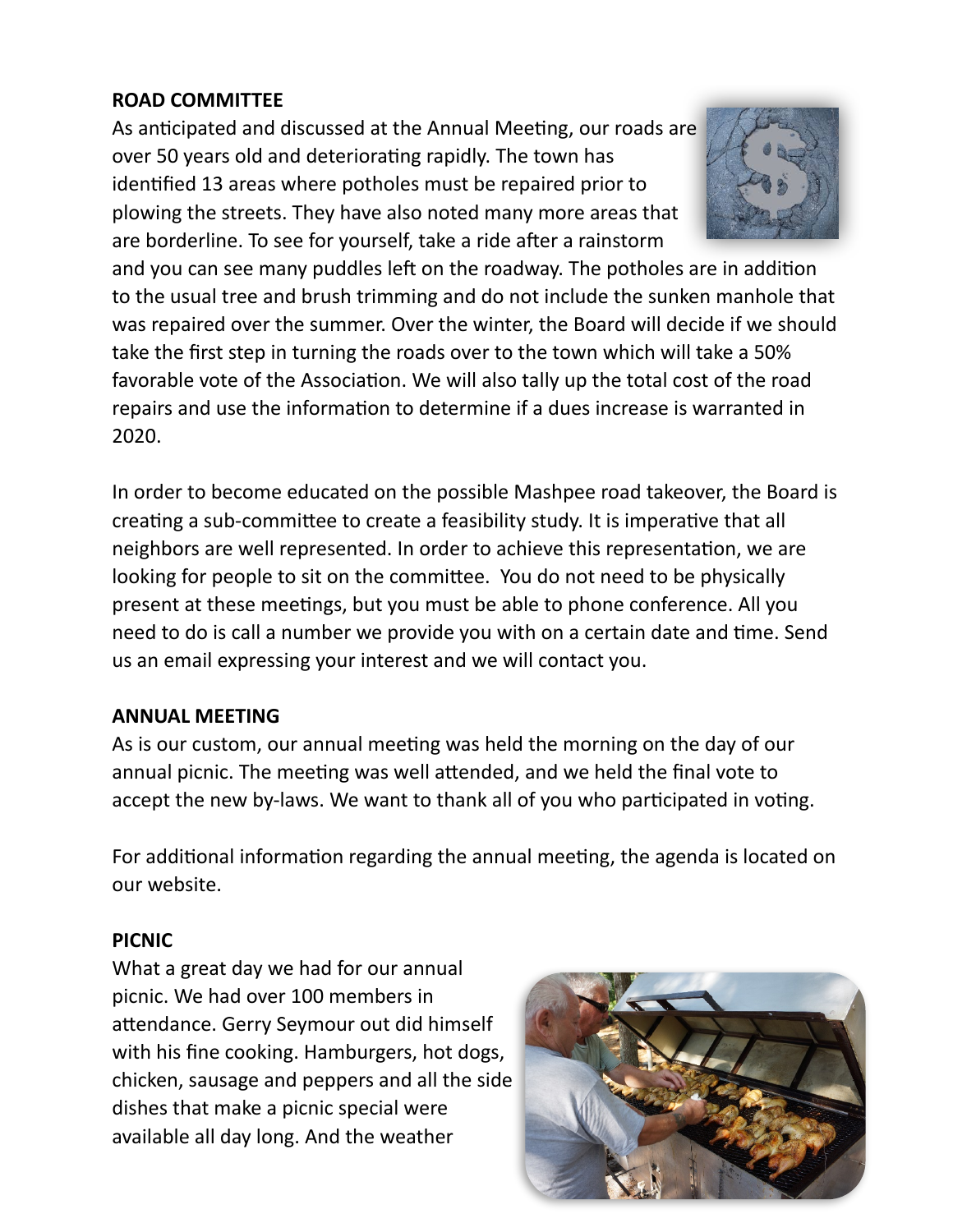**ROAD COMMITTEE**

As anticipated and discussed at the Annual Meeting, our roads are over 50 years old and deteriorating rapidly. The town has identified 13 areas where potholes must be repaired prior to plowing the streets. They have also noted many more areas that are borderline. To see for yourself, take a ride after a rainstorm and you can see many puddles left on the roadway. The potholes are in addition to the usual tree and brush trimming and do not include the sunken manhole that was repaired over the summer. Over the winter, the Board will decide if we should take the first step in turning the roads over to the town which will take a 50% favorable vote of the Association. We will also tally up the total cost of the road repairs and use the information to determine if a dues increase is warranted in 2020.

In order to become educated on the possible Mashpee road takeover, the Board is creating a sub-committee to create a feasibility study. It is imperative that all neighbors are well represented. In order to achieve this representation, we are looking for people to sit on the committee. You do not need to be physically present at these meetings, but you must be able to phone conference. All you need to do is call a number we provide you with on a certain date and time. Send us an email expressing your interest and we will contact you.

**ANNUAL MEETING**

As is our custom, our annual meeting was held the morning on the day of our annual picnic. The meeting was well attended, and we held the final vote to accept the new by-laws. We want to thank all of you who participated in voting.

For additional information regarding the annual meeting, the agenda is located on our website.

**PICNIC**

What a great day we had for our annual picnic. We had over 100 members in attendance. Gerry Seymour out did himself with his fine cooking. Hamburgers, hot dogs, chicken, sausage and peppers and all the side dishes that make a picnic special were available all day long. And the weather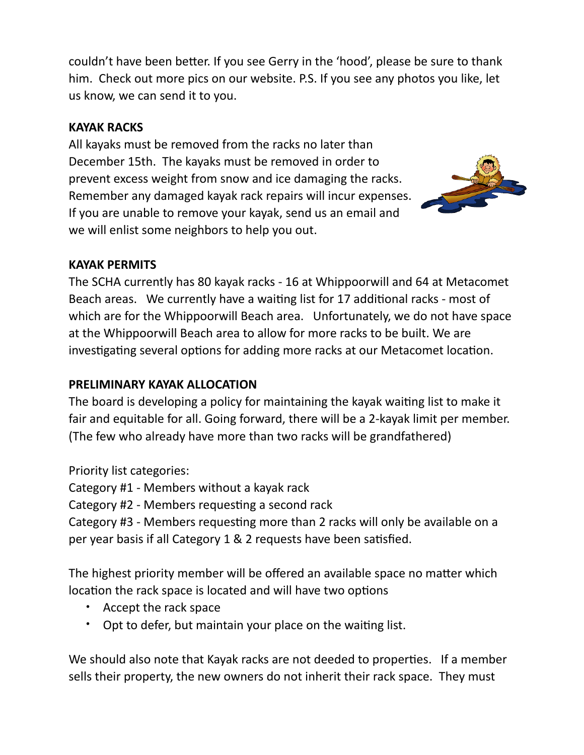couldn’t have been better. If you see Gerry in the ‘hood’, please be sure to thank him. Check out more pics on our website. P.S. If you see any photos you like, let us know, we can send it to you.

**KAYAK RACKS**

All kayaks must be removed from the racks no later than December 15th. The kayaks must be removed in order to prevent excess weight from snow and ice damaging the racks. Remember any damaged kayak rack repairs will incur expenses. If you are unable to remove your kayak, send us an email and we will enlist some neighbors to help you out.

**KAYAK PERMITS**

The SCHA currently has 80 kayak racks - 16 at Whippoorwill and 64 at Metacomet Beach areas. We currently have a waiting list for 17 additional racks - most of which are for the Whippoorwill Beach area. Unfortunately, we do not have space at the Whippoorwill Beach area to allow for more racks to be built. We are investigating several options for adding more racks at our Metacomet location.

**PRELIMINARY KAYAK ALLOCATION**

The board is developing a policy for maintaining the kayak waiting list to make it fair and equitable for all. Going forward, there will be a 2-kayak limit per member. (The few who already have more than two racks will be grandfathered)

Priority list categories:
Category #1 - Members without a kayak rack
Category #2 - Members requesting a second rack
Category #3 - Members requesting more than 2 racks will only be available on a per year basis if all Category 1 & 2 requests have been satisfied.

The highest priority member will be offered an available space no matter which location the rack space is located and will have two options

- Accept the rack space
- Opt to defer, but maintain your place on the waiting list.

We should also note that Kayak racks are not deeded to properties. If a member sells their property, the new owners do not inherit their rack space. They must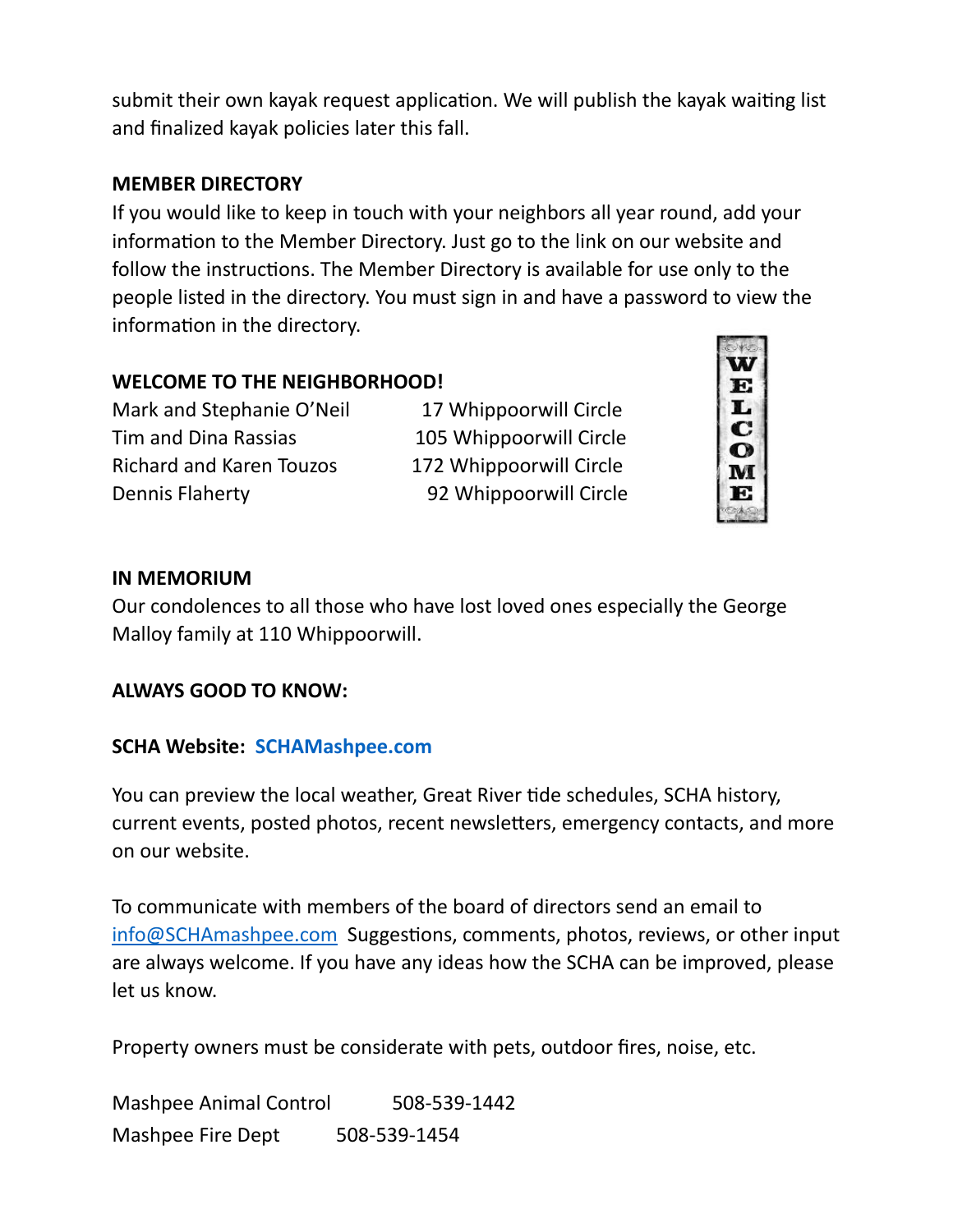submit their own kayak request application. We will publish the kayak waiting list and finalized kayak policies later this fall.

**MEMBER DIRECTORY**

If you would like to keep in touch with your neighbors all year round, add your information to the Member Directory. Just go to the link on our website and follow the instructions. The Member Directory is available for use only to the people listed in the directory. You must sign in and have a password to view the information in the directory.

**WELCOME TO THE NEIGHBORHOOD!**

| | |
|---|---|
| Mark and Stephanie O'Neil | 17 Whippoorwill Circle |
| Tim and Dina Rassias | 105 Whippoorwill Circle |
| Richard and Karen Touzos | 172 Whippoorwill Circle |
| Dennis Flaherty | 92 Whippoorwill Circle |

**IN MEMORIUM**

Our condolences to all those who have lost loved ones especially the George Malloy family at 110 Whippoorwill.

**ALWAYS GOOD TO KNOW:**

**SCHA Website: SCHAMashpee.com**

You can preview the local weather, Great River tide schedules, SCHA history, current events, posted photos, recent newsletters, emergency contacts, and more on our website.

To communicate with members of the board of directors send an email to info@SCHAmashpee.com Suggestions, comments, photos, reviews, or other input are always welcome. If you have any ideas how the SCHA can be improved, please let us know.

Property owners must be considerate with pets, outdoor fires, noise, etc.

| | |
|---|---|
| Mashpee Animal Control | 508-539-1442 |
| Mashpee Fire Dept | 508-539-1454 |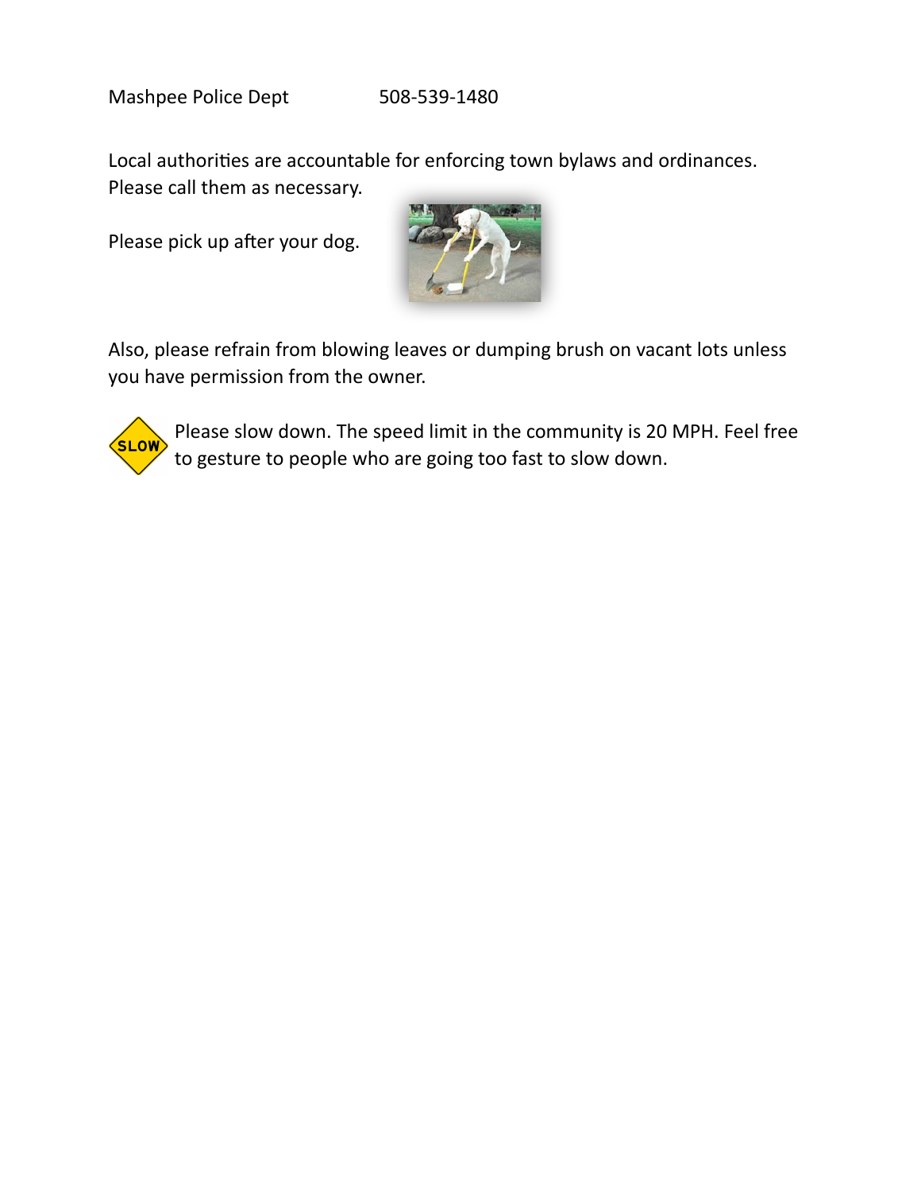Mashpee Police Dept 508-539-1480

Local authorities are accountable for enforcing town bylaws and ordinances. Please call them as necessary.

Please pick up after your dog.

Also, please refrain from blowing leaves or dumping brush on vacant lots unless you have permission from the owner.

Please slow down. The speed limit in the community is 20 MPH. Feel free to gesture to people who are going too fast to slow down.